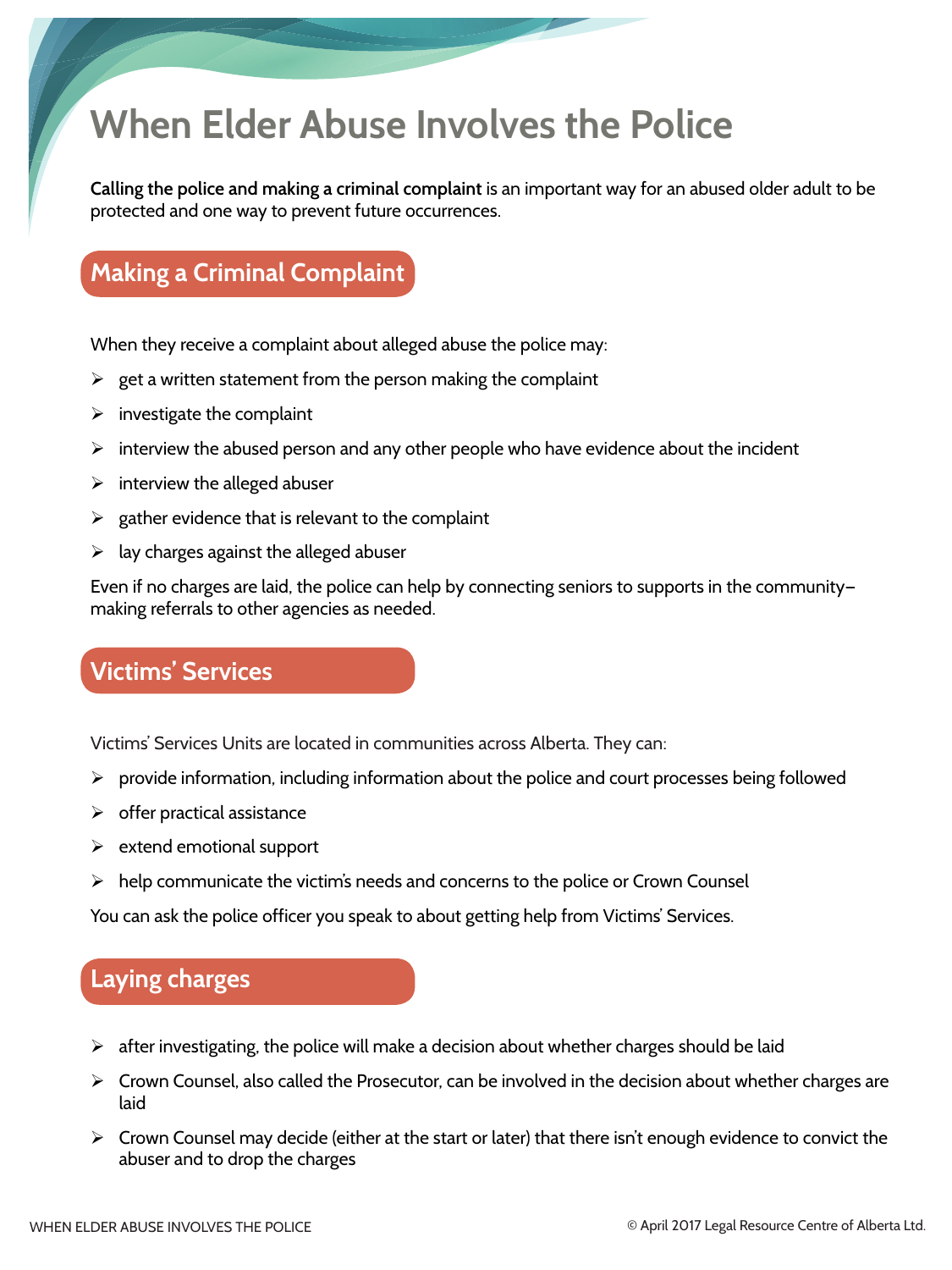# When Elder Abuse Involves the Police

**Calling the police and making a criminal complaint** is an important way for an abused older adult to be protected and one way to prevent future occurrences.

## Making a Criminal Complaint

When they receive a complaint about alleged abuse the police may:

- get a written statement from the person making the complaint
- investigate the complaint
- interview the abused person and any other people who have evidence about the incident
- interview the alleged abuser
- gather evidence that is relevant to the complaint
- lay charges against the alleged abuser

Even if no charges are laid, the police can help by connecting seniors to supports in the community– making referrals to other agencies as needed.

## Victims' Services

Victims' Services Units are located in communities across Alberta. They can:

- provide information, including information about the police and court processes being followed
- offer practical assistance
- extend emotional support
- help communicate the victim's needs and concerns to the police or Crown Counsel

You can ask the police officer you speak to about getting help from Victims' Services.

## Laying charges

- after investigating, the police will make a decision about whether charges should be laid
- Crown Counsel, also called the Prosecutor, can be involved in the decision about whether charges are laid
- Crown Counsel may decide (either at the start or later) that there isn't enough evidence to convict the abuser and to drop the charges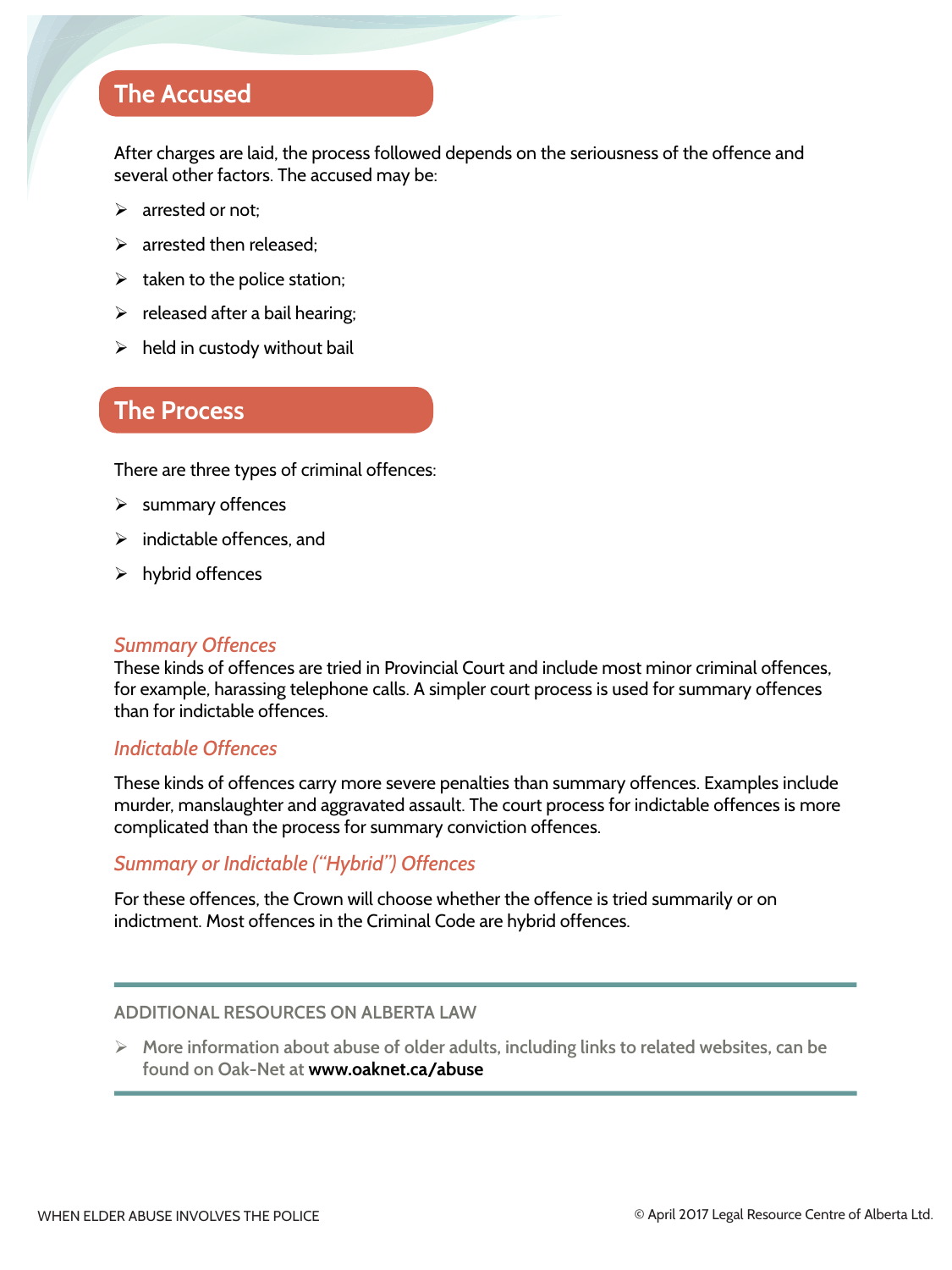## The Accused

After charges are laid, the process followed depends on the seriousness of the offence and several other factors. The accused may be:

- arrested or not;
- arrested then released;
- taken to the police station;
- released after a bail hearing;
- held in custody without bail

## The Process

There are three types of criminal offences:

- summary offences
- indictable offences, and
- hybrid offences

### *Summary Offences*

These kinds of offences are tried in Provincial Court and include most minor criminal offences, for example, harassing telephone calls. A simpler court process is used for summary offences than for indictable offences.

### *Indictable Offences*

These kinds of offences carry more severe penalties than summary offences. Examples include murder, manslaughter and aggravated assault. The court process for indictable offences is more complicated than the process for summary conviction offences.

### *Summary or Indictable ("Hybrid") Offences*

For these offences, the Crown will choose whether the offence is tried summarily or on indictment. Most offences in the Criminal Code are hybrid offences.

---

ADDITIONAL RESOURCES ON ALBERTA LAW

- More information about abuse of older adults, including links to related websites, can be found on Oak-Net at **www.oaknet.ca/abuse**

---